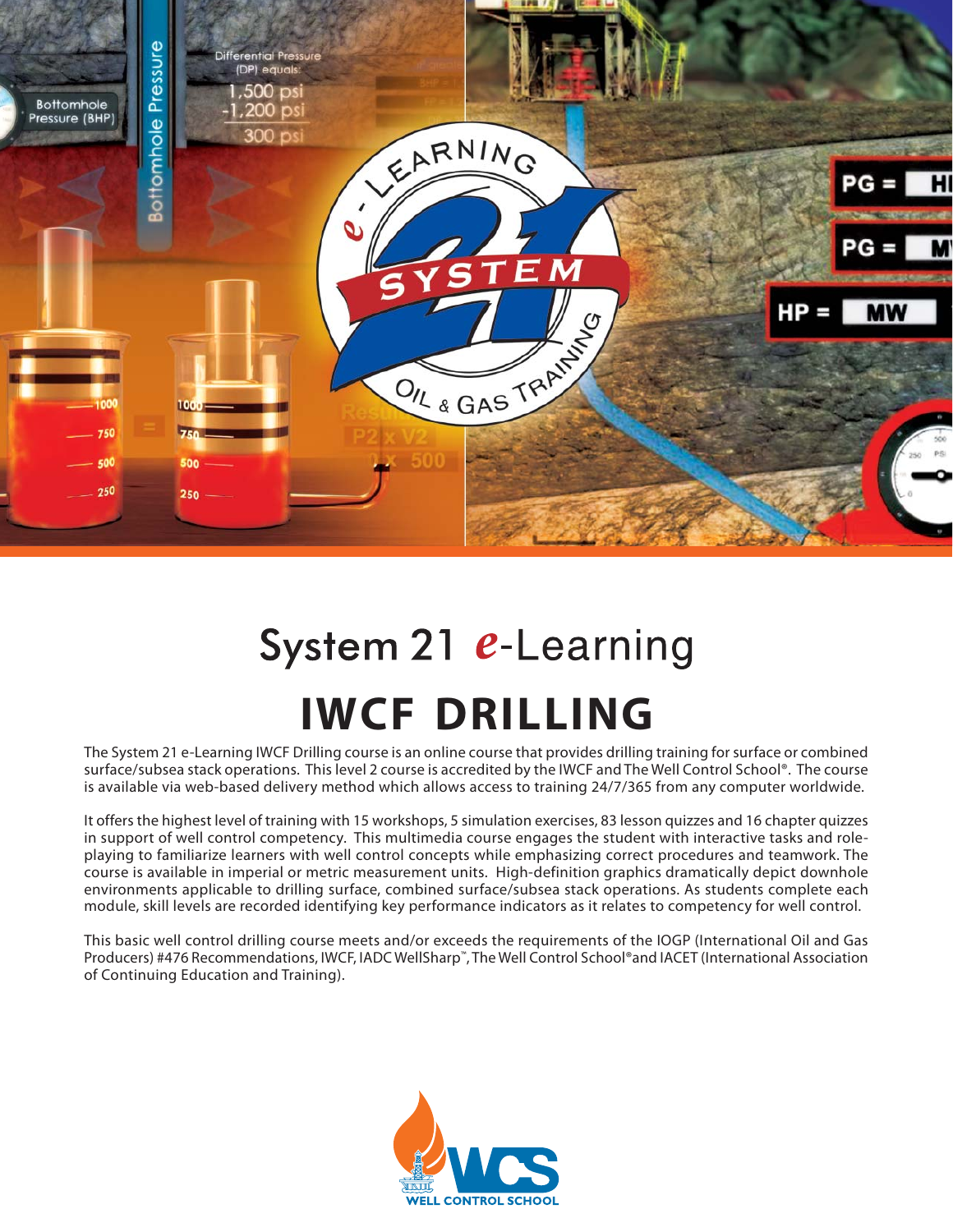# System 21 *e*-Learning

## IWCF DRILLING

The System 21 e-Learning IWCF Drilling course is an online course that provides drilling training for surface or combined surface/subsea stack operations. This level 2 course is accredited by the IWCF and The Well Control School®. The course is available via web-based delivery method which allows access to training 24/7/365 from any computer worldwide.

It offers the highest level of training with 15 workshops, 5 simulation exercises, 83 lesson quizzes and 16 chapter quizzes in support of well control competency. This multimedia course engages the student with interactive tasks and role-playing to familiarize learners with well control concepts while emphasizing correct procedures and teamwork. The course is available in imperial or metric measurement units. High-definition graphics dramatically depict downhole environments applicable to drilling surface, combined surface/subsea stack operations. As students complete each module, skill levels are recorded identifying key performance indicators as it relates to competency for well control.

This basic well control drilling course meets and/or exceeds the requirements of the IOGP (International Oil and Gas Producers) #476 Recommendations, IWCF, IADC WellSharp™, The Well Control School® and IACET (International Association of Continuing Education and Training).

WELL CONTROL SCHOOL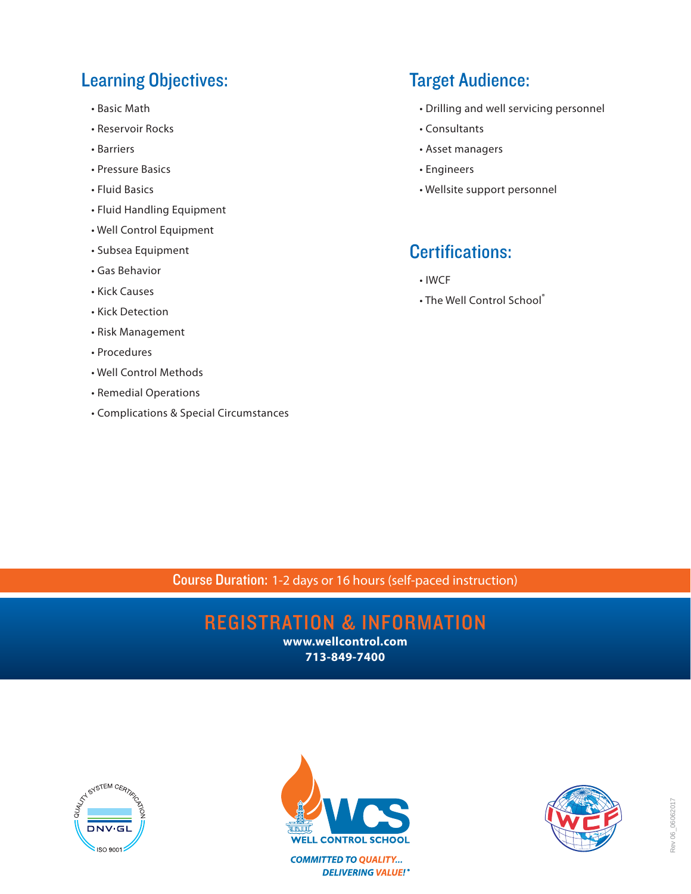## Learning Objectives:

- Basic Math
- Reservoir Rocks
- Barriers
- Pressure Basics
- Fluid Basics
- Fluid Handling Equipment
- Well Control Equipment
- Subsea Equipment
- Gas Behavior
- Kick Causes
- Kick Detection
- Risk Management
- Procedures
- Well Control Methods
- Remedial Operations
- Complications & Special Circumstances

## Target Audience:

- Drilling and well servicing personnel
- Consultants
- Asset managers
- Engineers
- Wellsite support personnel

## Certifications:

- IWCF
- The Well Control School®

**Course Duration:** 1-2 days or 16 hours (self-paced instruction)

## REGISTRATION & INFORMATION

**www.wellcontrol.com**
**713-849-7400**

QUALITY SYSTEM CERTIFICATION DNV·GL ISO 9001

WCS WELL CONTROL SCHOOL

*COMMITTED TO QUALITY... DELIVERING VALUE!®*

IWCF

Rev 06_06062017